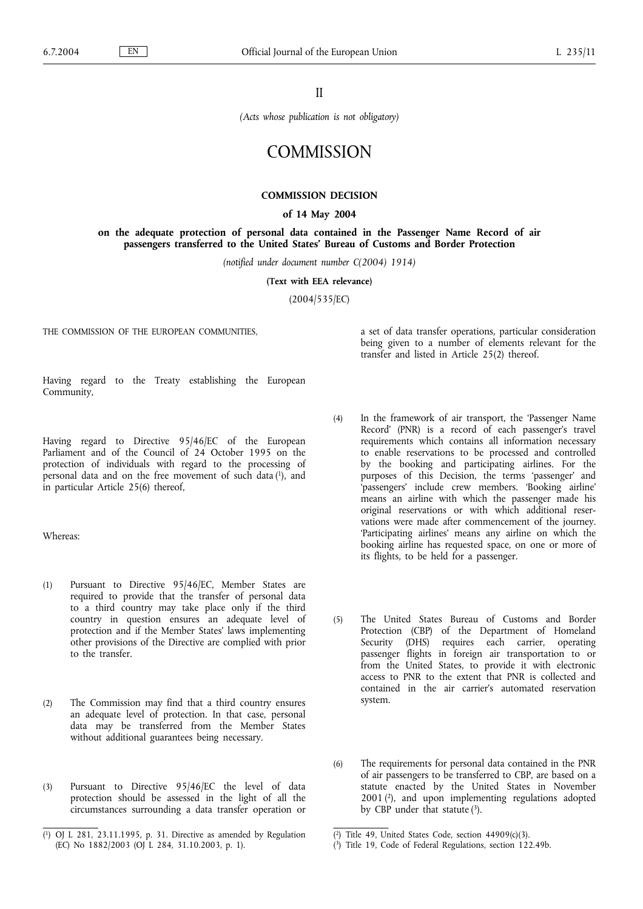II

*(Acts whose publication is not obligatory)*

# COMMISSION

## COMMISSION DECISION

### of 14 May 2004

### on the adequate protection of personal data contained in the Passenger Name Record of air passengers transferred to the United States' Bureau of Customs and Border Protection

*(notified under document number C(2004) 1914)*

**(Text with EEA relevance)**

(2004/535/EC)

THE COMMISSION OF THE EUROPEAN COMMUNITIES,

Having regard to the Treaty establishing the European Community,

Having regard to Directive 95/46/EC of the European Parliament and of the Council of 24 October 1995 on the protection of individuals with regard to the processing of personal data and on the free movement of such data [1], and in particular Article 25(6) thereof,

Whereas:

(1) Pursuant to Directive 95/46/EC, Member States are required to provide that the transfer of personal data to a third country may take place only if the third country in question ensures an adequate level of protection and if the Member States' laws implementing other provisions of the Directive are complied with prior to the transfer.

(2) The Commission may find that a third country ensures an adequate level of protection. In that case, personal data may be transferred from the Member States without additional guarantees being necessary.

(3) Pursuant to Directive 95/46/EC the level of data protection should be assessed in the light of all the circumstances surrounding a data transfer operation or a set of data transfer operations, particular consideration being given to a number of elements relevant for the transfer and listed in Article 25(2) thereof.

(4) In the framework of air transport, the 'Passenger Name Record' (PNR) is a record of each passenger's travel requirements which contains all information necessary to enable reservations to be processed and controlled by the booking and participating airlines. For the purposes of this Decision, the terms 'passenger' and 'passengers' include crew members. 'Booking airline' means an airline with which the passenger made his original reservations or with which additional reservations were made after commencement of the journey. 'Participating airlines' means any airline on which the booking airline has requested space, on one or more of its flights, to be held for a passenger.

(5) The United States Bureau of Customs and Border Protection (CBP) of the Department of Homeland Security (DHS) requires each carrier, operating passenger flights in foreign air transportation to or from the United States, to provide it with electronic access to PNR to the extent that PNR is collected and contained in the air carrier's automated reservation system.

(6) The requirements for personal data contained in the PNR of air passengers to be transferred to CBP, are based on a statute enacted by the United States in November 2001 [2], and upon implementing regulations adopted by CBP under that statute [3].

[1] OJ L 281, 23.11.1995, p. 31. Directive as amended by Regulation (EC) No 1882/2003 (OJ L 284, 31.10.2003, p. 1).

[2] Title 49, United States Code, section 44909(c)(3).

[3] Title 19, Code of Federal Regulations, section 122.49b.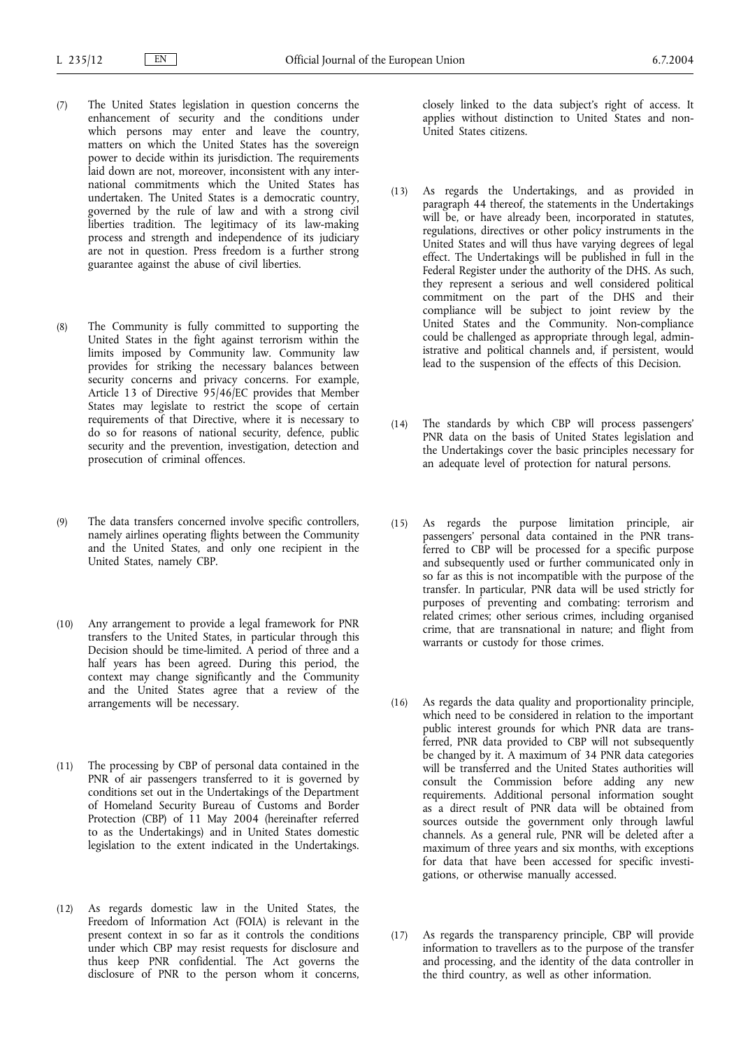(7) The United States legislation in question concerns the enhancement of security and the conditions under which persons may enter and leave the country, matters on which the United States has the sovereign power to decide within its jurisdiction. The requirements laid down are not, moreover, inconsistent with any international commitments which the United States has undertaken. The United States is a democratic country, governed by the rule of law and with a strong civil liberties tradition. The legitimacy of its law-making process and strength and independence of its judiciary are not in question. Press freedom is a further strong guarantee against the abuse of civil liberties.

(8) The Community is fully committed to supporting the United States in the fight against terrorism within the limits imposed by Community law. Community law provides for striking the necessary balances between security concerns and privacy concerns. For example, Article 13 of Directive 95/46/EC provides that Member States may legislate to restrict the scope of certain requirements of that Directive, where it is necessary to do so for reasons of national security, defence, public security and the prevention, investigation, detection and prosecution of criminal offences.

(9) The data transfers concerned involve specific controllers, namely airlines operating flights between the Community and the United States, and only one recipient in the United States, namely CBP.

(10) Any arrangement to provide a legal framework for PNR transfers to the United States, in particular through this Decision should be time-limited. A period of three and a half years has been agreed. During this period, the context may change significantly and the Community and the United States agree that a review of the arrangements will be necessary.

(11) The processing by CBP of personal data contained in the PNR of air passengers transferred to it is governed by conditions set out in the Undertakings of the Department of Homeland Security Bureau of Customs and Border Protection (CBP) of 11 May 2004 (hereinafter referred to as the Undertakings) and in United States domestic legislation to the extent indicated in the Undertakings.

(12) As regards domestic law in the United States, the Freedom of Information Act (FOIA) is relevant in the present context in so far as it controls the conditions under which CBP may resist requests for disclosure and thus keep PNR confidential. The Act governs the disclosure of PNR to the person whom it concerns, closely linked to the data subject's right of access. It applies without distinction to United States and non-United States citizens.

(13) As regards the Undertakings, and as provided in paragraph 44 thereof, the statements in the Undertakings will be, or have already been, incorporated in statutes, regulations, directives or other policy instruments in the United States and will thus have varying degrees of legal effect. The Undertakings will be published in full in the Federal Register under the authority of the DHS. As such, they represent a serious and well considered political commitment on the part of the DHS and their compliance will be subject to joint review by the United States and the Community. Non-compliance could be challenged as appropriate through legal, administrative and political channels and, if persistent, would lead to the suspension of the effects of this Decision.

(14) The standards by which CBP will process passengers' PNR data on the basis of United States legislation and the Undertakings cover the basic principles necessary for an adequate level of protection for natural persons.

(15) As regards the purpose limitation principle, air passengers' personal data contained in the PNR transferred to CBP will be processed for a specific purpose and subsequently used or further communicated only in so far as this is not incompatible with the purpose of the transfer. In particular, PNR data will be used strictly for purposes of preventing and combating: terrorism and related crimes; other serious crimes, including organised crime, that are transnational in nature; and flight from warrants or custody for those crimes.

(16) As regards the data quality and proportionality principle, which need to be considered in relation to the important public interest grounds for which PNR data are transferred, PNR data provided to CBP will not subsequently be changed by it. A maximum of 34 PNR data categories will be transferred and the United States authorities will consult the Commission before adding any new requirements. Additional personal information sought as a direct result of PNR data will be obtained from sources outside the government only through lawful channels. As a general rule, PNR will be deleted after a maximum of three years and six months, with exceptions for data that have been accessed for specific investigations, or otherwise manually accessed.

(17) As regards the transparency principle, CBP will provide information to travellers as to the purpose of the transfer and processing, and the identity of the data controller in the third country, as well as other information.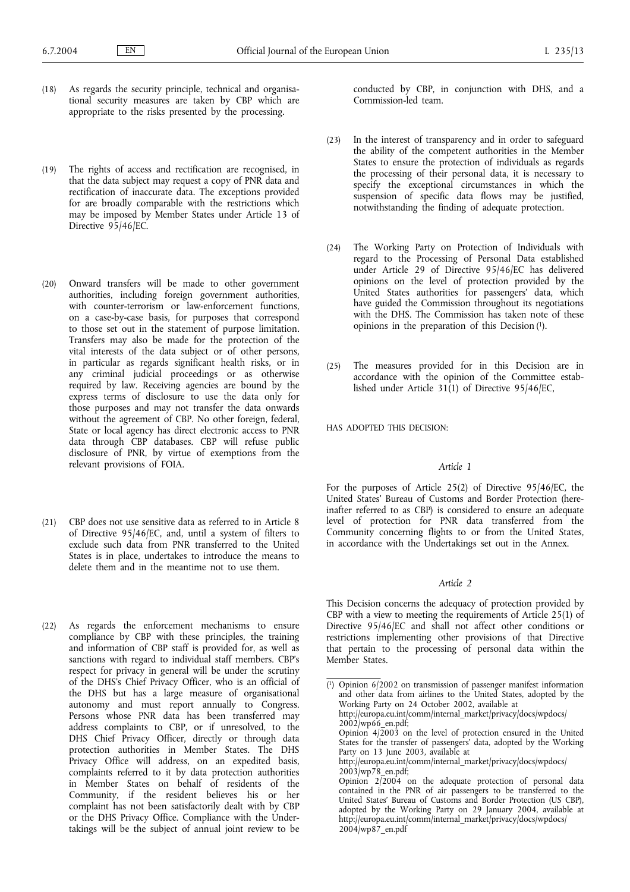(18) As regards the security principle, technical and organisational security measures are taken by CBP which are appropriate to the risks presented by the processing.

(19) The rights of access and rectification are recognised, in that the data subject may request a copy of PNR data and rectification of inaccurate data. The exceptions provided for are broadly comparable with the restrictions which may be imposed by Member States under Article 13 of Directive 95/46/EC.

(20) Onward transfers will be made to other government authorities, including foreign government authorities, with counter-terrorism or law-enforcement functions, on a case-by-case basis, for purposes that correspond to those set out in the statement of purpose limitation. Transfers may also be made for the protection of the vital interests of the data subject or of other persons, in particular as regards significant health risks, or in any criminal judicial proceedings or as otherwise required by law. Receiving agencies are bound by the express terms of disclosure to use the data only for those purposes and may not transfer the data onwards without the agreement of CBP. No other foreign, federal, State or local agency has direct electronic access to PNR data through CBP databases. CBP will refuse public disclosure of PNR, by virtue of exemptions from the relevant provisions of FOIA.

(21) CBP does not use sensitive data as referred to in Article 8 of Directive 95/46/EC, and, until a system of filters to exclude such data from PNR transferred to the United States is in place, undertakes to introduce the means to delete them and in the meantime not to use them.

(22) As regards the enforcement mechanisms to ensure compliance by CBP with these principles, the training and information of CBP staff is provided for, as well as sanctions with regard to individual staff members. CBP's respect for privacy in general will be under the scrutiny of the DHS's Chief Privacy Officer, who is an official of the DHS but has a large measure of organisational autonomy and must report annually to Congress. Persons whose PNR data has been transferred may address complaints to CBP, or if unresolved, to the DHS Chief Privacy Officer, directly or through data protection authorities in Member States. The DHS Privacy Office will address, on an expedited basis, complaints referred to it by data protection authorities in Member States on behalf of residents of the Community, if the resident believes his or her complaint has not been satisfactorily dealt with by CBP or the DHS Privacy Office. Compliance with the Undertakings will be the subject of annual joint review to be conducted by CBP, in conjunction with DHS, and a Commission-led team.

(23) In the interest of transparency and in order to safeguard the ability of the competent authorities in the Member States to ensure the protection of individuals as regards the processing of their personal data, it is necessary to specify the exceptional circumstances in which the suspension of specific data flows may be justified, notwithstanding the finding of adequate protection.

(24) The Working Party on Protection of Individuals with regard to the Processing of Personal Data established under Article 29 of Directive 95/46/EC has delivered opinions on the level of protection provided by the United States authorities for passengers' data, which have guided the Commission throughout its negotiations with the DHS. The Commission has taken note of these opinions in the preparation of this Decision [1].

(25) The measures provided for in this Decision are in accordance with the opinion of the Committee established under Article 31(1) of Directive 95/46/EC,

HAS ADOPTED THIS DECISION:

*Article 1*

For the purposes of Article 25(2) of Directive 95/46/EC, the United States' Bureau of Customs and Border Protection (hereinafter referred to as CBP) is considered to ensure an adequate level of protection for PNR data transferred from the Community concerning flights to or from the United States, in accordance with the Undertakings set out in the Annex.

*Article 2*

This Decision concerns the adequacy of protection provided by CBP with a view to meeting the requirements of Article 25(1) of Directive 95/46/EC and shall not affect other conditions or restrictions implementing other provisions of that Directive that pertain to the processing of personal data within the Member States.

---

[1] Opinion 6/2002 on transmission of passenger manifest information and other data from airlines to the United States, adopted by the Working Party on 24 October 2002, available at http://europa.eu.int/comm/internal_market/privacy/docs/wpdocs/2002/wp66_en.pdf;
Opinion 4/2003 on the level of protection ensured in the United States for the transfer of passengers' data, adopted by the Working Party on 13 June 2003, available at http://europa.eu.int/comm/internal_market/privacy/docs/wpdocs/2003/wp78_en.pdf;
Opinion 2/2004 on the adequate protection of personal data contained in the PNR of air passengers to be transferred to the United States' Bureau of Customs and Border Protection (US CBP), adopted by the Working Party on 29 January 2004, available at http://europa.eu.int/comm/internal_market/privacy/docs/wpdocs/2004/wp87_en.pdf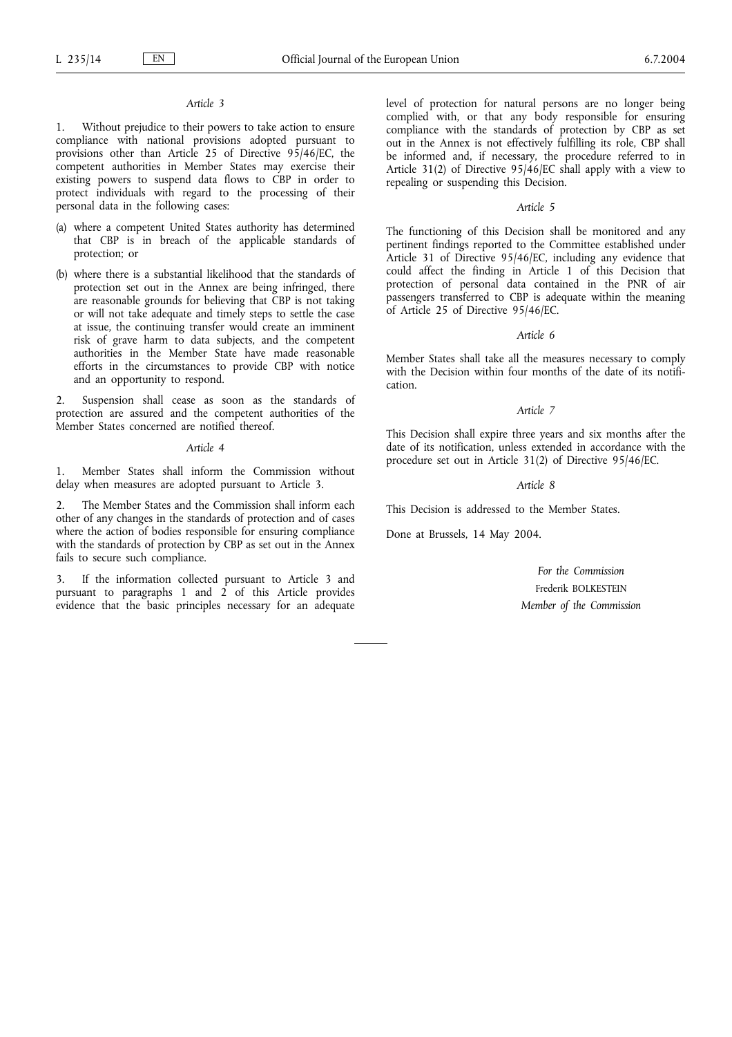*Article 3*

1. Without prejudice to their powers to take action to ensure compliance with national provisions adopted pursuant to provisions other than Article 25 of Directive 95/46/EC, the competent authorities in Member States may exercise their existing powers to suspend data flows to CBP in order to protect individuals with regard to the processing of their personal data in the following cases:

(a) where a competent United States authority has determined that CBP is in breach of the applicable standards of protection; or

(b) where there is a substantial likelihood that the standards of protection set out in the Annex are being infringed, there are reasonable grounds for believing that CBP is not taking or will not take adequate and timely steps to settle the case at issue, the continuing transfer would create an imminent risk of grave harm to data subjects, and the competent authorities in the Member State have made reasonable efforts in the circumstances to provide CBP with notice and an opportunity to respond.

2. Suspension shall cease as soon as the standards of protection are assured and the competent authorities of the Member States concerned are notified thereof.

*Article 4*

1. Member States shall inform the Commission without delay when measures are adopted pursuant to Article 3.

2. The Member States and the Commission shall inform each other of any changes in the standards of protection and of cases where the action of bodies responsible for ensuring compliance with the standards of protection by CBP as set out in the Annex fails to secure such compliance.

3. If the information collected pursuant to Article 3 and pursuant to paragraphs 1 and 2 of this Article provides evidence that the basic principles necessary for an adequate level of protection for natural persons are no longer being complied with, or that any body responsible for ensuring compliance with the standards of protection by CBP as set out in the Annex is not effectively fulfilling its role, CBP shall be informed and, if necessary, the procedure referred to in Article 31(2) of Directive 95/46/EC shall apply with a view to repealing or suspending this Decision.

*Article 5*

The functioning of this Decision shall be monitored and any pertinent findings reported to the Committee established under Article 31 of Directive 95/46/EC, including any evidence that could affect the finding in Article 1 of this Decision that protection of personal data contained in the PNR of air passengers transferred to CBP is adequate within the meaning of Article 25 of Directive 95/46/EC.

*Article 6*

Member States shall take all the measures necessary to comply with the Decision within four months of the date of its notification.

*Article 7*

This Decision shall expire three years and six months after the date of its notification, unless extended in accordance with the procedure set out in Article 31(2) of Directive 95/46/EC.

*Article 8*

This Decision is addressed to the Member States.

Done at Brussels, 14 May 2004.

*For the Commission*

Frederik BOLKESTEIN

*Member of the Commission*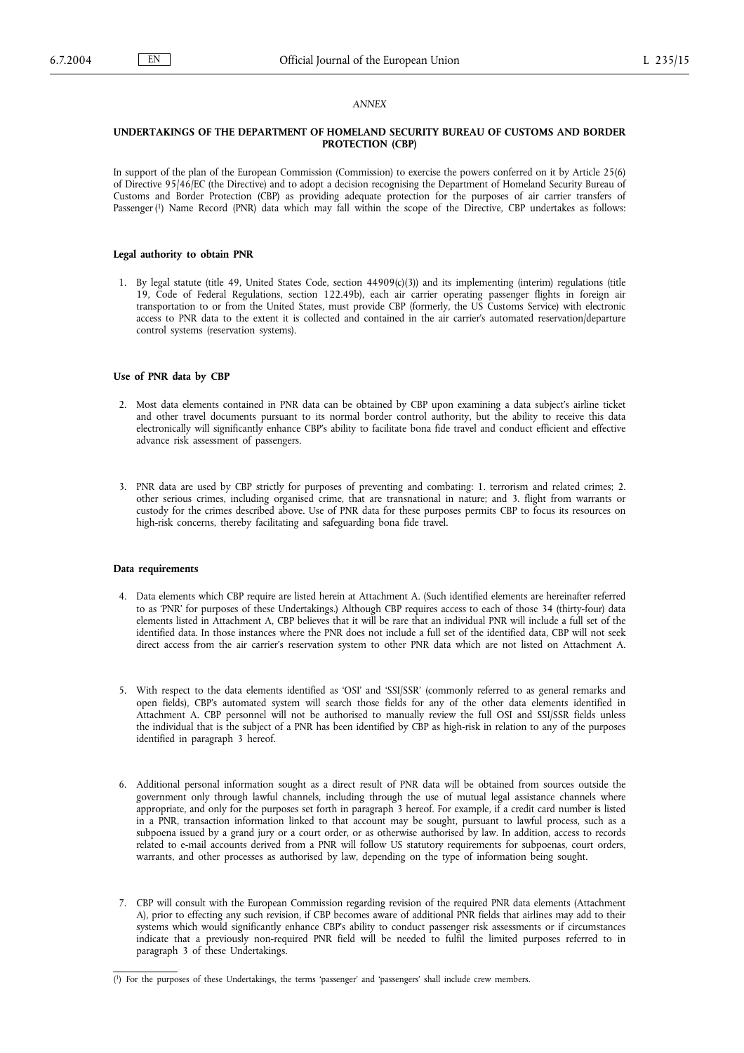*ANNEX*

## UNDERTAKINGS OF THE DEPARTMENT OF HOMELAND SECURITY BUREAU OF CUSTOMS AND BORDER PROTECTION (CBP)

In support of the plan of the European Commission (Commission) to exercise the powers conferred on it by Article 25(6) of Directive 95/46/EC (the Directive) and to adopt a decision recognising the Department of Homeland Security Bureau of Customs and Border Protection (CBP) as providing adequate protection for the purposes of air carrier transfers of Passenger [1] Name Record (PNR) data which may fall within the scope of the Directive, CBP undertakes as follows:

### Legal authority to obtain PNR

1. By legal statute (title 49, United States Code, section 44909(c)(3)) and its implementing (interim) regulations (title 19, Code of Federal Regulations, section 122.49b), each air carrier operating passenger flights in foreign air transportation to or from the United States, must provide CBP (formerly, the US Customs Service) with electronic access to PNR data to the extent it is collected and contained in the air carrier's automated reservation/departure control systems (reservation systems).

### Use of PNR data by CBP

2. Most data elements contained in PNR data can be obtained by CBP upon examining a data subject's airline ticket and other travel documents pursuant to its normal border control authority, but the ability to receive this data electronically will significantly enhance CBP's ability to facilitate bona fide travel and conduct efficient and effective advance risk assessment of passengers.

3. PNR data are used by CBP strictly for purposes of preventing and combating: 1. terrorism and related crimes; 2. other serious crimes, including organised crime, that are transnational in nature; and 3. flight from warrants or custody for the crimes described above. Use of PNR data for these purposes permits CBP to focus its resources on high-risk concerns, thereby facilitating and safeguarding bona fide travel.

### Data requirements

4. Data elements which CBP require are listed herein at Attachment A. (Such identified elements are hereinafter referred to as 'PNR' for purposes of these Undertakings.) Although CBP requires access to each of those 34 (thirty-four) data elements listed in Attachment A, CBP believes that it will be rare that an individual PNR will include a full set of the identified data. In those instances where the PNR does not include a full set of the identified data, CBP will not seek direct access from the air carrier's reservation system to other PNR data which are not listed on Attachment A.

5. With respect to the data elements identified as 'OSI' and 'SSI/SSR' (commonly referred to as general remarks and open fields), CBP's automated system will search those fields for any of the other data elements identified in Attachment A. CBP personnel will not be authorised to manually review the full OSI and SSI/SSR fields unless the individual that is the subject of a PNR has been identified by CBP as high-risk in relation to any of the purposes identified in paragraph 3 hereof.

6. Additional personal information sought as a direct result of PNR data will be obtained from sources outside the government only through lawful channels, including through the use of mutual legal assistance channels where appropriate, and only for the purposes set forth in paragraph 3 hereof. For example, if a credit card number is listed in a PNR, transaction information linked to that account may be sought, pursuant to lawful process, such as a subpoena issued by a grand jury or a court order, or as otherwise authorised by law. In addition, access to records related to e-mail accounts derived from a PNR will follow US statutory requirements for subpoenas, court orders, warrants, and other processes as authorised by law, depending on the type of information being sought.

7. CBP will consult with the European Commission regarding revision of the required PNR data elements (Attachment A), prior to effecting any such revision, if CBP becomes aware of additional PNR fields that airlines may add to their systems which would significantly enhance CBP's ability to conduct passenger risk assessments or if circumstances indicate that a previously non-required PNR field will be needed to fulfil the limited purposes referred to in paragraph 3 of these Undertakings.

---

[1] For the purposes of these Undertakings, the terms 'passenger' and 'passengers' shall include crew members.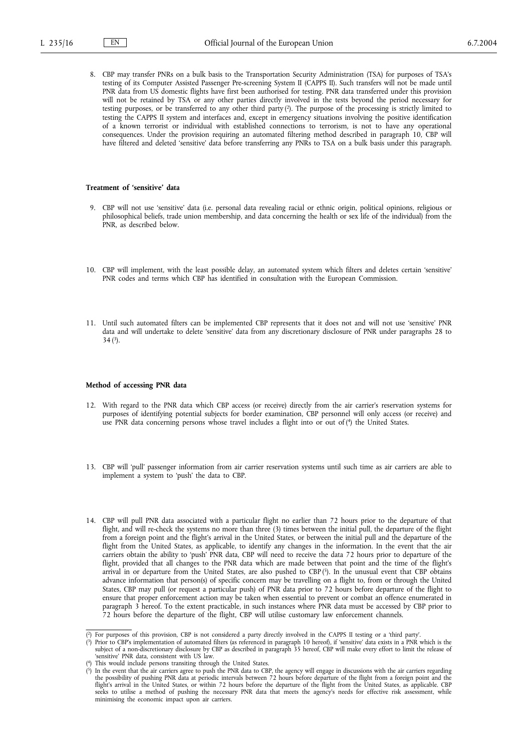8. CBP may transfer PNRs on a bulk basis to the Transportation Security Administration (TSA) for purposes of TSA's testing of its Computer Assisted Passenger Pre-screening System II (CAPPS II). Such transfers will not be made until PNR data from US domestic flights have first been authorised for testing. PNR data transferred under this provision will not be retained by TSA or any other parties directly involved in the tests beyond the period necessary for testing purposes, or be transferred to any other third party [2]. The purpose of the processing is strictly limited to testing the CAPPS II system and interfaces and, except in emergency situations involving the positive identification of a known terrorist or individual with established connections to terrorism, is not to have any operational consequences. Under the provision requiring an automated filtering method described in paragraph 10, CBP will have filtered and deleted 'sensitive' data before transferring any PNRs to TSA on a bulk basis under this paragraph.

**Treatment of 'sensitive' data**

9. CBP will not use 'sensitive' data (i.e. personal data revealing racial or ethnic origin, political opinions, religious or philosophical beliefs, trade union membership, and data concerning the health or sex life of the individual) from the PNR, as described below.

10. CBP will implement, with the least possible delay, an automated system which filters and deletes certain 'sensitive' PNR codes and terms which CBP has identified in consultation with the European Commission.

11. Until such automated filters can be implemented CBP represents that it does not and will not use 'sensitive' PNR data and will undertake to delete 'sensitive' data from any discretionary disclosure of PNR under paragraphs 28 to 34 [3].

**Method of accessing PNR data**

12. With regard to the PNR data which CBP access (or receive) directly from the air carrier's reservation systems for purposes of identifying potential subjects for border examination, CBP personnel will only access (or receive) and use PNR data concerning persons whose travel includes a flight into or out of [4] the United States.

13. CBP will 'pull' passenger information from air carrier reservation systems until such time as air carriers are able to implement a system to 'push' the data to CBP.

14. CBP will pull PNR data associated with a particular flight no earlier than 72 hours prior to the departure of that flight, and will re-check the systems no more than three (3) times between the initial pull, the departure of the flight from a foreign point and the flight's arrival in the United States, or between the initial pull and the departure of the flight from the United States, as applicable, to identify any changes in the information. In the event that the air carriers obtain the ability to 'push' PNR data, CBP will need to receive the data 72 hours prior to departure of the flight, provided that all changes to the PNR data which are made between that point and the time of the flight's arrival in or departure from the United States, are also pushed to CBP [5]. In the unusual event that CBP obtains advance information that person(s) of specific concern may be travelling on a flight to, from or through the United States, CBP may pull (or request a particular push) of PNR data prior to 72 hours before departure of the flight to ensure that proper enforcement action may be taken when essential to prevent or combat an offence enumerated in paragraph 3 hereof. To the extent practicable, in such instances where PNR data must be accessed by CBP prior to 72 hours before the departure of the flight, CBP will utilise customary law enforcement channels.

---

[2] For purposes of this provision, CBP is not considered a party directly involved in the CAPPS II testing or a 'third party'.

[3] Prior to CBP's implementation of automated filters (as referenced in paragraph 10 hereof), if 'sensitive' data exists in a PNR which is the subject of a non-discretionary disclosure by CBP as described in paragraph 35 hereof, CBP will make every effort to limit the release of 'sensitive' PNR data, consistent with US law.

[4] This would include persons transiting through the United States.

[5] In the event that the air carriers agree to push the PNR data to CBP, the agency will engage in discussions with the air carriers regarding the possibility of pushing PNR data at periodic intervals between 72 hours before departure of the flight from a foreign point and the flight's arrival in the United States, or within 72 hours before the departure of the flight from the United States, as applicable. CBP seeks to utilise a method of pushing the necessary PNR data that meets the agency's needs for effective risk assessment, while minimising the economic impact upon air carriers.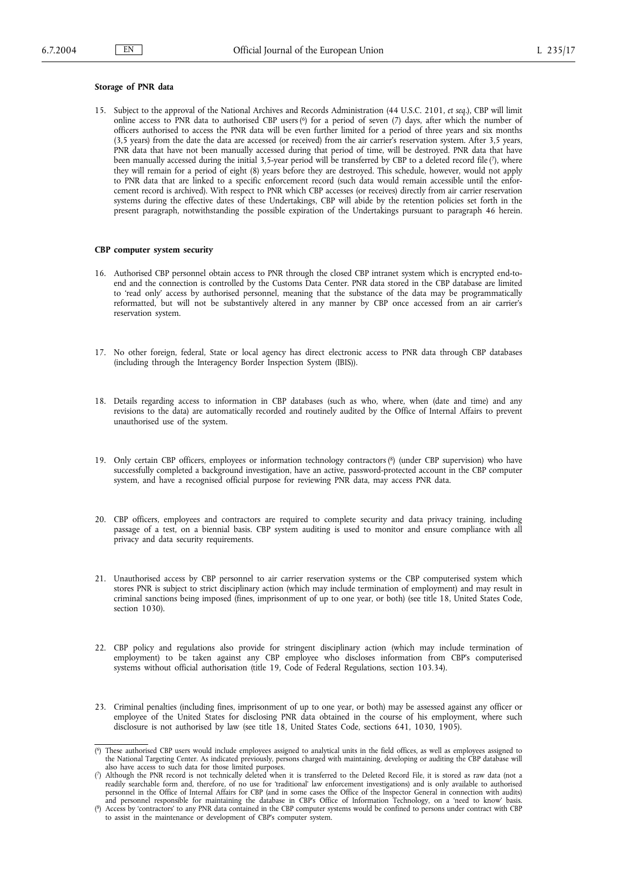**Storage of PNR data**

15. Subject to the approval of the National Archives and Records Administration (44 U.S.C. 2101, *et seq*.), CBP will limit online access to PNR data to authorised CBP users [6] for a period of seven (7) days, after which the number of officers authorised to access the PNR data will be even further limited for a period of three years and six months (3,5 years) from the date the data are accessed (or received) from the air carrier's reservation system. After 3,5 years, PNR data that have not been manually accessed during that period of time, will be destroyed. PNR data that have been manually accessed during the initial 3,5-year period will be transferred by CBP to a deleted record file [7], where they will remain for a period of eight (8) years before they are destroyed. This schedule, however, would not apply to PNR data that are linked to a specific enforcement record (such data would remain accessible until the enforcement record is archived). With respect to PNR which CBP accesses (or receives) directly from air carrier reservation systems during the effective dates of these Undertakings, CBP will abide by the retention policies set forth in the present paragraph, notwithstanding the possible expiration of the Undertakings pursuant to paragraph 46 herein.

**CBP computer system security**

16. Authorised CBP personnel obtain access to PNR through the closed CBP intranet system which is encrypted end-to-end and the connection is controlled by the Customs Data Center. PNR data stored in the CBP database are limited to 'read only' access by authorised personnel, meaning that the substance of the data may be programmatically reformatted, but will not be substantively altered in any manner by CBP once accessed from an air carrier's reservation system.

17. No other foreign, federal, State or local agency has direct electronic access to PNR data through CBP databases (including through the Interagency Border Inspection System (IBIS)).

18. Details regarding access to information in CBP databases (such as who, where, when (date and time) and any revisions to the data) are automatically recorded and routinely audited by the Office of Internal Affairs to prevent unauthorised use of the system.

19. Only certain CBP officers, employees or information technology contractors [8] (under CBP supervision) who have successfully completed a background investigation, have an active, password-protected account in the CBP computer system, and have a recognised official purpose for reviewing PNR data, may access PNR data.

20. CBP officers, employees and contractors are required to complete security and data privacy training, including passage of a test, on a biennial basis. CBP system auditing is used to monitor and ensure compliance with all privacy and data security requirements.

21. Unauthorised access by CBP personnel to air carrier reservation systems or the CBP computerised system which stores PNR is subject to strict disciplinary action (which may include termination of employment) and may result in criminal sanctions being imposed (fines, imprisonment of up to one year, or both) (see title 18, United States Code, section 1030).

22. CBP policy and regulations also provide for stringent disciplinary action (which may include termination of employment) to be taken against any CBP employee who discloses information from CBP's computerised systems without official authorisation (title 19, Code of Federal Regulations, section 103.34).

23. Criminal penalties (including fines, imprisonment of up to one year, or both) may be assessed against any officer or employee of the United States for disclosing PNR data obtained in the course of his employment, where such disclosure is not authorised by law (see title 18, United States Code, sections 641, 1030, 1905).

---

[6] These authorised CBP users would include employees assigned to analytical units in the field offices, as well as employees assigned to the National Targeting Center. As indicated previously, persons charged with maintaining, developing or auditing the CBP database will also have access to such data for those limited purposes.

[7] Although the PNR record is not technically deleted when it is transferred to the Deleted Record File, it is stored as raw data (not a readily searchable form and, therefore, of no use for 'traditional' law enforcement investigations) and is only available to authorised personnel in the Office of Internal Affairs for CBP (and in some cases the Office of the Inspector General in connection with audits) and personnel responsible for maintaining the database in CBP's Office of Information Technology, on a 'need to know' basis.

[8] Access by 'contractors' to any PNR data contained in the CBP computer systems would be confined to persons under contract with CBP to assist in the maintenance or development of CBP's computer system.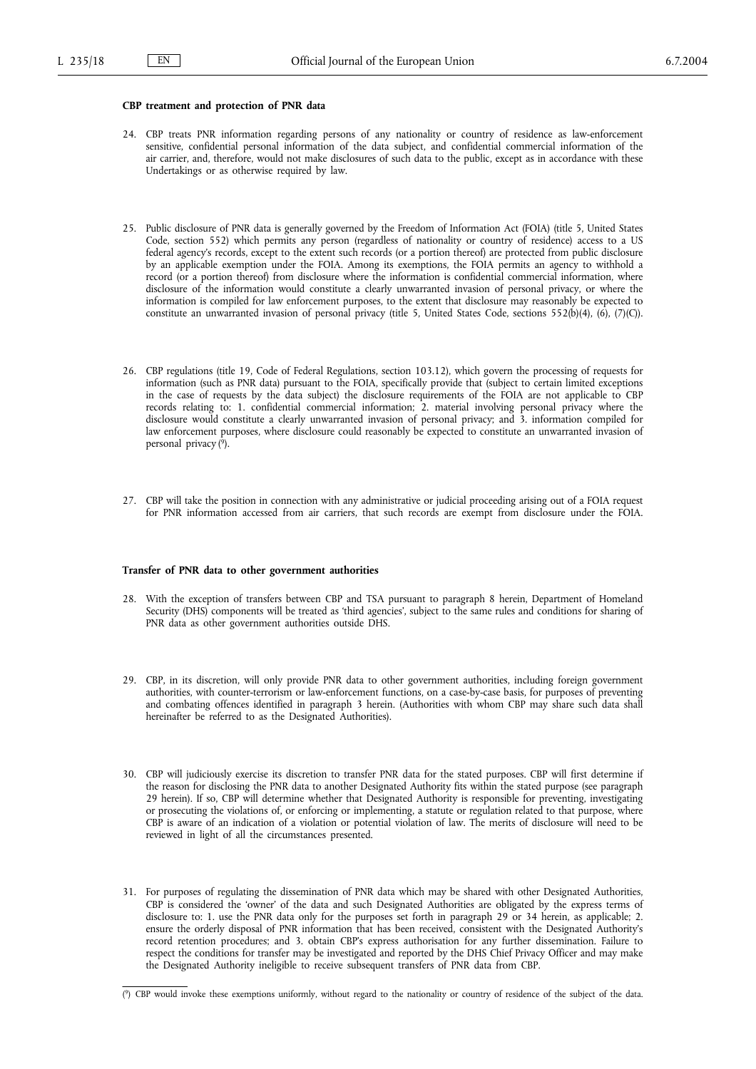**CBP treatment and protection of PNR data**

24. CBP treats PNR information regarding persons of any nationality or country of residence as law-enforcement sensitive, confidential personal information of the data subject, and confidential commercial information of the air carrier, and, therefore, would not make disclosures of such data to the public, except as in accordance with these Undertakings or as otherwise required by law.

25. Public disclosure of PNR data is generally governed by the Freedom of Information Act (FOIA) (title 5, United States Code, section 552) which permits any person (regardless of nationality or country of residence) access to a US federal agency's records, except to the extent such records (or a portion thereof) are protected from public disclosure by an applicable exemption under the FOIA. Among its exemptions, the FOIA permits an agency to withhold a record (or a portion thereof) from disclosure where the information is confidential commercial information, where disclosure of the information would constitute a clearly unwarranted invasion of personal privacy, or where the information is compiled for law enforcement purposes, to the extent that disclosure may reasonably be expected to constitute an unwarranted invasion of personal privacy (title 5, United States Code, sections 552(b)(4), (6), (7)(C)).

26. CBP regulations (title 19, Code of Federal Regulations, section 103.12), which govern the processing of requests for information (such as PNR data) pursuant to the FOIA, specifically provide that (subject to certain limited exceptions in the case of requests by the data subject) the disclosure requirements of the FOIA are not applicable to CBP records relating to: 1. confidential commercial information; 2. material involving personal privacy where the disclosure would constitute a clearly unwarranted invasion of personal privacy; and 3. information compiled for law enforcement purposes, where disclosure could reasonably be expected to constitute an unwarranted invasion of personal privacy [9].

27. CBP will take the position in connection with any administrative or judicial proceeding arising out of a FOIA request for PNR information accessed from air carriers, that such records are exempt from disclosure under the FOIA.

**Transfer of PNR data to other government authorities**

28. With the exception of transfers between CBP and TSA pursuant to paragraph 8 herein, Department of Homeland Security (DHS) components will be treated as 'third agencies', subject to the same rules and conditions for sharing of PNR data as other government authorities outside DHS.

29. CBP, in its discretion, will only provide PNR data to other government authorities, including foreign government authorities, with counter-terrorism or law-enforcement functions, on a case-by-case basis, for purposes of preventing and combating offences identified in paragraph 3 herein. (Authorities with whom CBP may share such data shall hereinafter be referred to as the Designated Authorities).

30. CBP will judiciously exercise its discretion to transfer PNR data for the stated purposes. CBP will first determine if the reason for disclosing the PNR data to another Designated Authority fits within the stated purpose (see paragraph 29 herein). If so, CBP will determine whether that Designated Authority is responsible for preventing, investigating or prosecuting the violations of, or enforcing or implementing, a statute or regulation related to that purpose, where CBP is aware of an indication of a violation or potential violation of law. The merits of disclosure will need to be reviewed in light of all the circumstances presented.

31. For purposes of regulating the dissemination of PNR data which may be shared with other Designated Authorities, CBP is considered the 'owner' of the data and such Designated Authorities are obligated by the express terms of disclosure to: 1. use the PNR data only for the purposes set forth in paragraph 29 or 34 herein, as applicable; 2. ensure the orderly disposal of PNR information that has been received, consistent with the Designated Authority's record retention procedures; and 3. obtain CBP's express authorisation for any further dissemination. Failure to respect the conditions for transfer may be investigated and reported by the DHS Chief Privacy Officer and may make the Designated Authority ineligible to receive subsequent transfers of PNR data from CBP.

---

[9] CBP would invoke these exemptions uniformly, without regard to the nationality or country of residence of the subject of the data.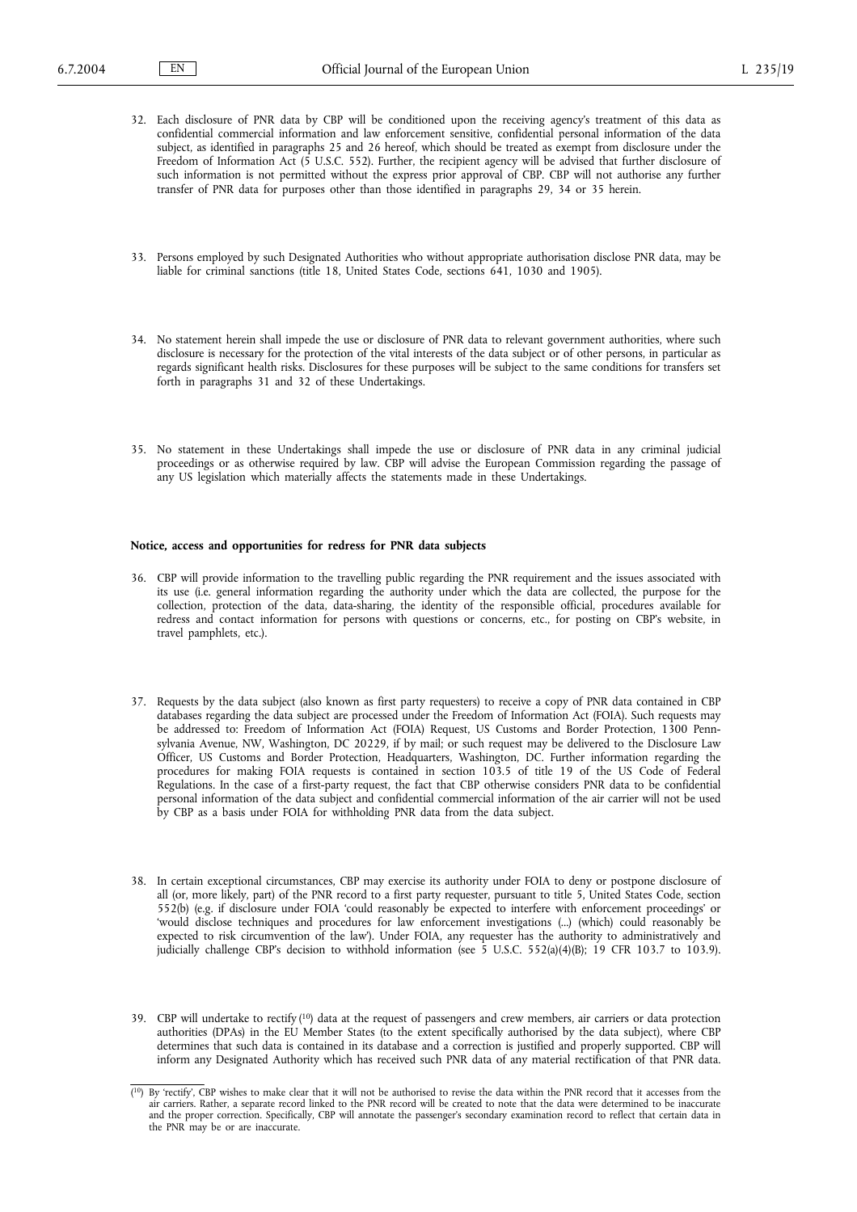32. Each disclosure of PNR data by CBP will be conditioned upon the receiving agency's treatment of this data as confidential commercial information and law enforcement sensitive, confidential personal information of the data subject, as identified in paragraphs 25 and 26 hereof, which should be treated as exempt from disclosure under the Freedom of Information Act (5 U.S.C. 552). Further, the recipient agency will be advised that further disclosure of such information is not permitted without the express prior approval of CBP. CBP will not authorise any further transfer of PNR data for purposes other than those identified in paragraphs 29, 34 or 35 herein.

33. Persons employed by such Designated Authorities who without appropriate authorisation disclose PNR data, may be liable for criminal sanctions (title 18, United States Code, sections 641, 1030 and 1905).

34. No statement herein shall impede the use or disclosure of PNR data to relevant government authorities, where such disclosure is necessary for the protection of the vital interests of the data subject or of other persons, in particular as regards significant health risks. Disclosures for these purposes will be subject to the same conditions for transfers set forth in paragraphs 31 and 32 of these Undertakings.

35. No statement in these Undertakings shall impede the use or disclosure of PNR data in any criminal judicial proceedings or as otherwise required by law. CBP will advise the European Commission regarding the passage of any US legislation which materially affects the statements made in these Undertakings.

**Notice, access and opportunities for redress for PNR data subjects**

36. CBP will provide information to the travelling public regarding the PNR requirement and the issues associated with its use (i.e. general information regarding the authority under which the data are collected, the purpose for the collection, protection of the data, data-sharing, the identity of the responsible official, procedures available for redress and contact information for persons with questions or concerns, etc., for posting on CBP's website, in travel pamphlets, etc.).

37. Requests by the data subject (also known as first party requesters) to receive a copy of PNR data contained in CBP databases regarding the data subject are processed under the Freedom of Information Act (FOIA). Such requests may be addressed to: Freedom of Information Act (FOIA) Request, US Customs and Border Protection, 1300 Pennsylvania Avenue, NW, Washington, DC 20229, if by mail; or such request may be delivered to the Disclosure Law Officer, US Customs and Border Protection, Headquarters, Washington, DC. Further information regarding the procedures for making FOIA requests is contained in section 103.5 of title 19 of the US Code of Federal Regulations. In the case of a first-party request, the fact that CBP otherwise considers PNR data to be confidential personal information of the data subject and confidential commercial information of the air carrier will not be used by CBP as a basis under FOIA for withholding PNR data from the data subject.

38. In certain exceptional circumstances, CBP may exercise its authority under FOIA to deny or postpone disclosure of all (or, more likely, part) of the PNR record to a first party requester, pursuant to title 5, United States Code, section 552(b) (e.g. if disclosure under FOIA 'could reasonably be expected to interfere with enforcement proceedings' or 'would disclose techniques and procedures for law enforcement investigations (...) (which) could reasonably be expected to risk circumvention of the law'). Under FOIA, any requester has the authority to administratively and judicially challenge CBP's decision to withhold information (see 5 U.S.C. 552(a)(4)(B); 19 CFR 103.7 to 103.9).

39. CBP will undertake to rectify [10] data at the request of passengers and crew members, air carriers or data protection authorities (DPAs) in the EU Member States (to the extent specifically authorised by the data subject), where CBP determines that such data is contained in its database and a correction is justified and properly supported. CBP will inform any Designated Authority which has received such PNR data of any material rectification of that PNR data.

---

[10] By 'rectify', CBP wishes to make clear that it will not be authorised to revise the data within the PNR record that it accesses from the air carriers. Rather, a separate record linked to the PNR record will be created to note that the data were determined to be inaccurate and the proper correction. Specifically, CBP will annotate the passenger's secondary examination record to reflect that certain data in the PNR may be or are inaccurate.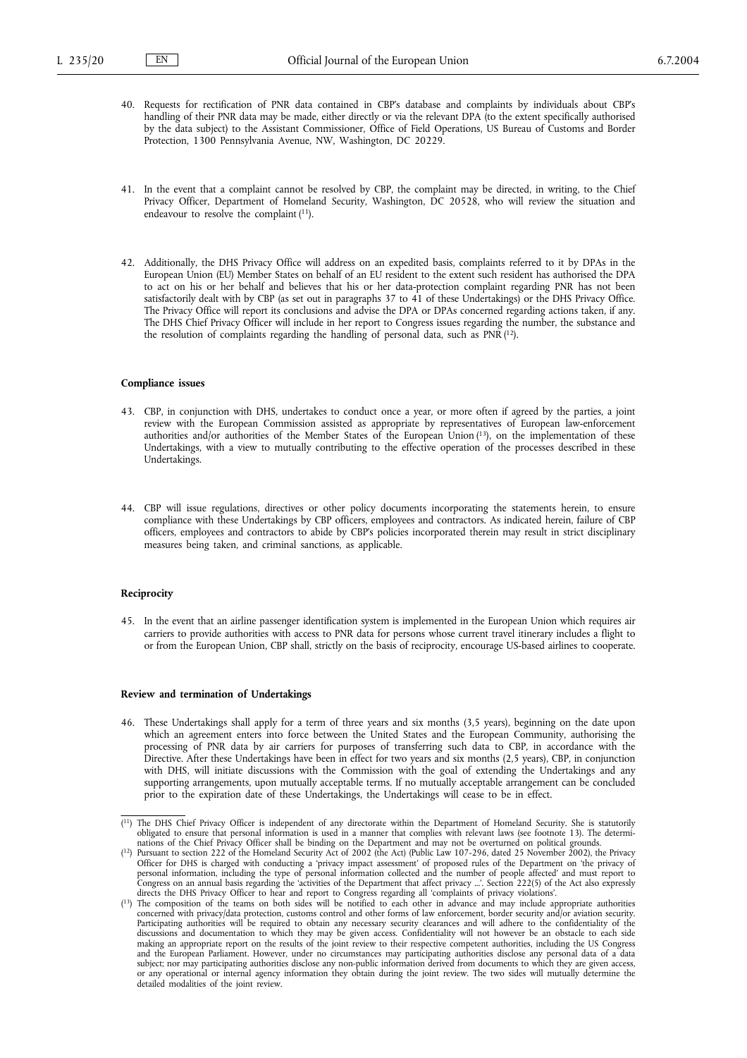40. Requests for rectification of PNR data contained in CBP's database and complaints by individuals about CBP's handling of their PNR data may be made, either directly or via the relevant DPA (to the extent specifically authorised by the data subject) to the Assistant Commissioner, Office of Field Operations, US Bureau of Customs and Border Protection, 1300 Pennsylvania Avenue, NW, Washington, DC 20229.

41. In the event that a complaint cannot be resolved by CBP, the complaint may be directed, in writing, to the Chief Privacy Officer, Department of Homeland Security, Washington, DC 20528, who will review the situation and endeavour to resolve the complaint [11].

42. Additionally, the DHS Privacy Office will address on an expedited basis, complaints referred to it by DPAs in the European Union (EU) Member States on behalf of an EU resident to the extent such resident has authorised the DPA to act on his or her behalf and believes that his or her data-protection complaint regarding PNR has not been satisfactorily dealt with by CBP (as set out in paragraphs 37 to 41 of these Undertakings) or the DHS Privacy Office. The Privacy Office will report its conclusions and advise the DPA or DPAs concerned regarding actions taken, if any. The DHS Chief Privacy Officer will include in her report to Congress issues regarding the number, the substance and the resolution of complaints regarding the handling of personal data, such as PNR [12].

**Compliance issues**

43. CBP, in conjunction with DHS, undertakes to conduct once a year, or more often if agreed by the parties, a joint review with the European Commission assisted as appropriate by representatives of European law-enforcement authorities and/or authorities of the Member States of the European Union [13], on the implementation of these Undertakings, with a view to mutually contributing to the effective operation of the processes described in these Undertakings.

44. CBP will issue regulations, directives or other policy documents incorporating the statements herein, to ensure compliance with these Undertakings by CBP officers, employees and contractors. As indicated herein, failure of CBP officers, employees and contractors to abide by CBP's policies incorporated therein may result in strict disciplinary measures being taken, and criminal sanctions, as applicable.

**Reciprocity**

45. In the event that an airline passenger identification system is implemented in the European Union which requires air carriers to provide authorities with access to PNR data for persons whose current travel itinerary includes a flight to or from the European Union, CBP shall, strictly on the basis of reciprocity, encourage US-based airlines to cooperate.

**Review and termination of Undertakings**

46. These Undertakings shall apply for a term of three years and six months (3,5 years), beginning on the date upon which an agreement enters into force between the United States and the European Community, authorising the processing of PNR data by air carriers for purposes of transferring such data to CBP, in accordance with the Directive. After these Undertakings have been in effect for two years and six months (2,5 years), CBP, in conjunction with DHS, will initiate discussions with the Commission with the goal of extending the Undertakings and any supporting arrangements, upon mutually acceptable terms. If no mutually acceptable arrangement can be concluded prior to the expiration date of these Undertakings, the Undertakings will cease to be in effect.

---

[11] The DHS Chief Privacy Officer is independent of any directorate within the Department of Homeland Security. She is statutorily obligated to ensure that personal information is used in a manner that complies with relevant laws (see footnote 13). The determinations of the Chief Privacy Officer shall be binding on the Department and may not be overturned on political grounds.

[12] Pursuant to section 222 of the Homeland Security Act of 2002 (the Act) (Public Law 107-296, dated 25 November 2002), the Privacy Officer for DHS is charged with conducting a 'privacy impact assessment' of proposed rules of the Department on 'the privacy of personal information, including the type of personal information collected and the number of people affected' and must report to Congress on an annual basis regarding the 'activities of the Department that affect privacy ...'. Section 222(5) of the Act also expressly directs the DHS Privacy Officer to hear and report to Congress regarding all 'complaints of privacy violations'.

[13] The composition of the teams on both sides will be notified to each other in advance and may include appropriate authorities concerned with privacy/data protection, customs control and other forms of law enforcement, border security and/or aviation security. Participating authorities will be required to obtain any necessary security clearances and will adhere to the confidentiality of the discussions and documentation to which they may be given access. Confidentiality will not however be an obstacle to each side making an appropriate report on the results of the joint review to their respective competent authorities, including the US Congress and the European Parliament. However, under no circumstances may participating authorities disclose any personal data of a data subject; nor may participating authorities disclose any non-public information derived from documents to which they are given access, or any operational or internal agency information they obtain during the joint review. The two sides will mutually determine the detailed modalities of the joint review.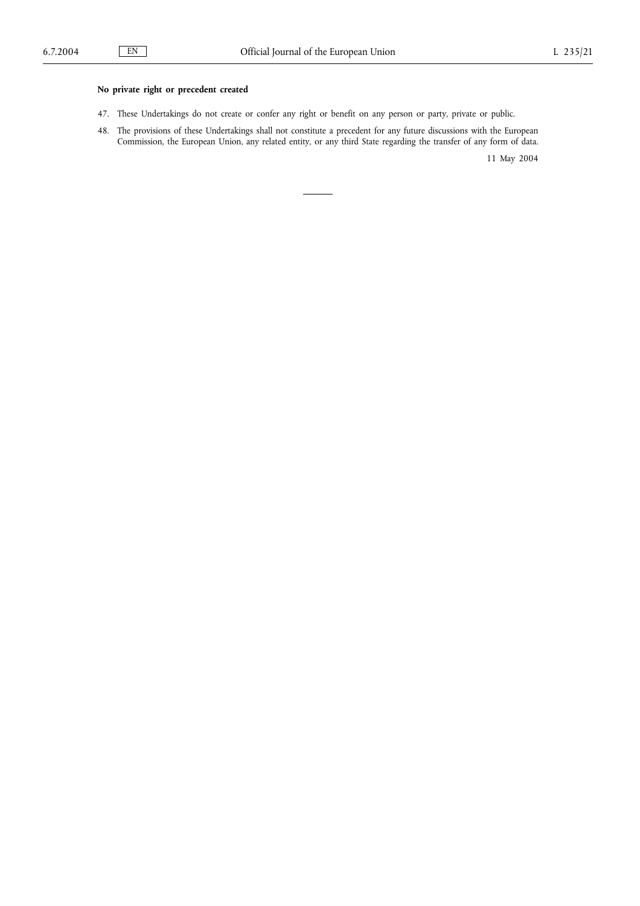**No private right or precedent created**

47. These Undertakings do not create or confer any right or benefit on any person or party, private or public.

48. The provisions of these Undertakings shall not constitute a precedent for any future discussions with the European Commission, the European Union, any related entity, or any third State regarding the transfer of any form of data.

11 May 2004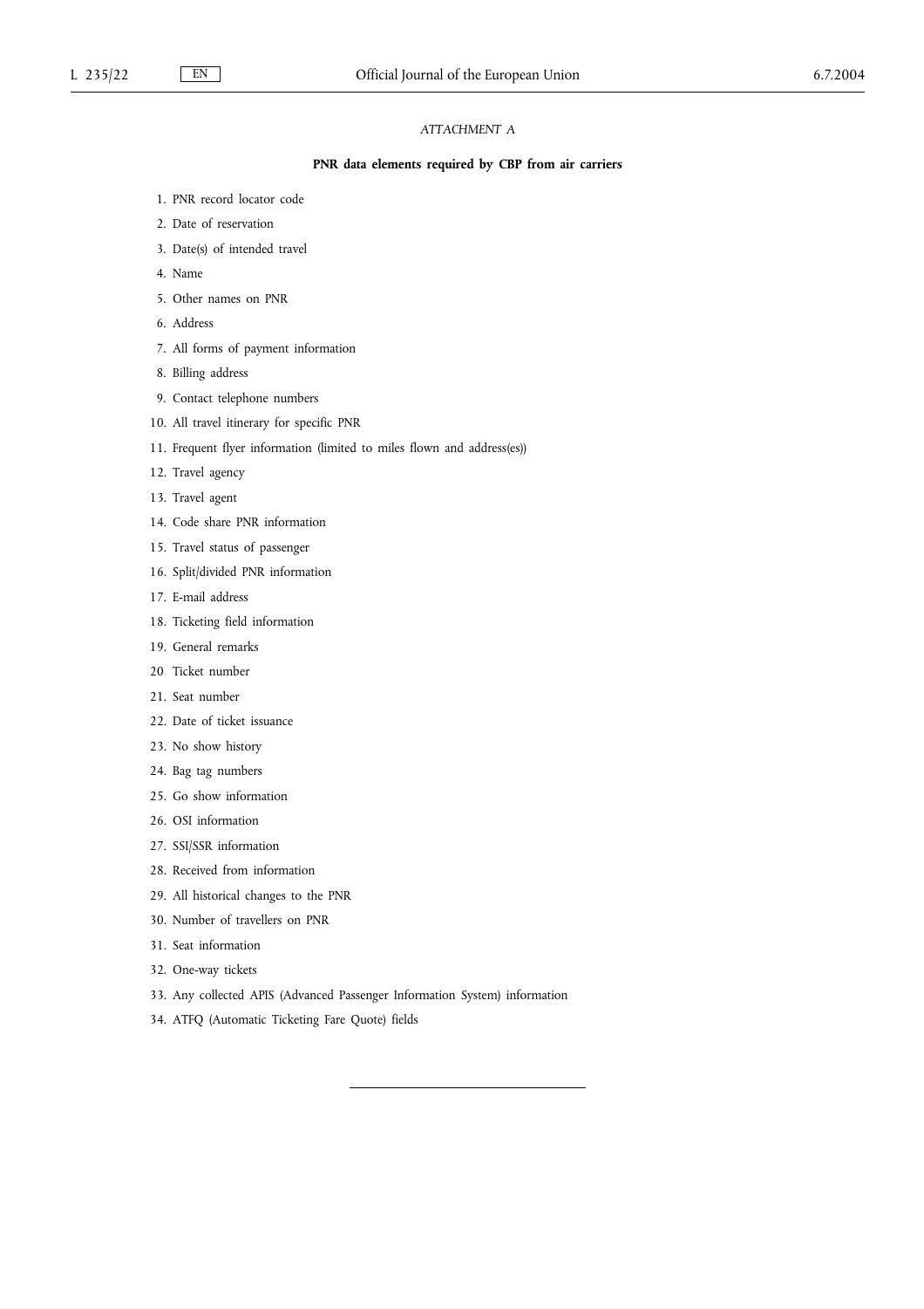*ATTACHMENT A*

**PNR data elements required by CBP from air carriers**

1. PNR record locator code
2. Date of reservation
3. Date(s) of intended travel
4. Name
5. Other names on PNR
6. Address
7. All forms of payment information
8. Billing address
9. Contact telephone numbers
10. All travel itinerary for specific PNR
11. Frequent flyer information (limited to miles flown and address(es))
12. Travel agency
13. Travel agent
14. Code share PNR information
15. Travel status of passenger
16. Split/divided PNR information
17. E-mail address
18. Ticketing field information
19. General remarks
20. Ticket number
21. Seat number
22. Date of ticket issuance
23. No show history
24. Bag tag numbers
25. Go show information
26. OSI information
27. SSI/SSR information
28. Received from information
29. All historical changes to the PNR
30. Number of travellers on PNR
31. Seat information
32. One-way tickets
33. Any collected APIS (Advanced Passenger Information System) information
34. ATFQ (Automatic Ticketing Fare Quote) fields